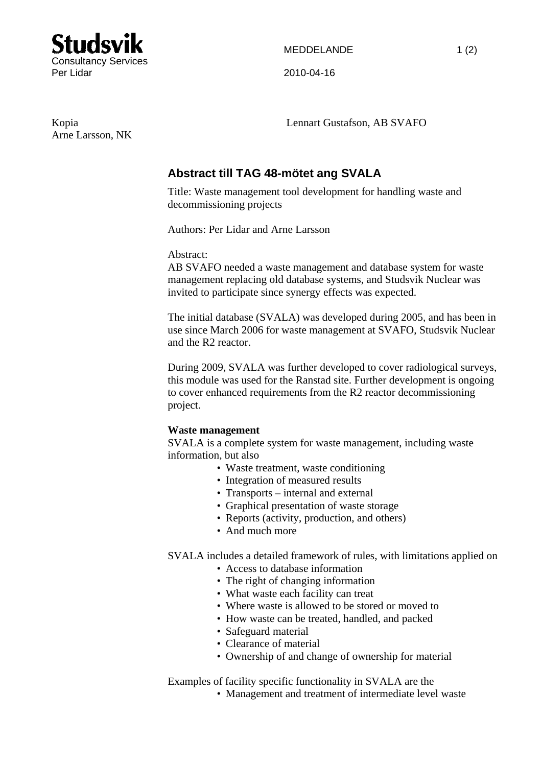**Studsvik**
Consultancy Services
Per Lidar

MEDDELANDE

2010-04-16

Kopia
Arne Larsson, NK

Lennart Gustafson, AB SVAFO

## Abstract till TAG 48-mötet ang SVALA

Title: Waste management tool development for handling waste and decommissioning projects

Authors: Per Lidar and Arne Larsson

Abstract:
AB SVAFO needed a waste management and database system for waste management replacing old database systems, and Studsvik Nuclear was invited to participate since synergy effects was expected.

The initial database (SVALA) was developed during 2005, and has been in use since March 2006 for waste management at SVAFO, Studsvik Nuclear and the R2 reactor.

During 2009, SVALA was further developed to cover radiological surveys, this module was used for the Ranstad site. Further development is ongoing to cover enhanced requirements from the R2 reactor decommissioning project.

**Waste management**
SVALA is a complete system for waste management, including waste information, but also

- Waste treatment, waste conditioning
- Integration of measured results
- Transports – internal and external
- Graphical presentation of waste storage
- Reports (activity, production, and others)
- And much more

SVALA includes a detailed framework of rules, with limitations applied on

- Access to database information
- The right of changing information
- What waste each facility can treat
- Where waste is allowed to be stored or moved to
- How waste can be treated, handled, and packed
- Safeguard material
- Clearance of material
- Ownership of and change of ownership for material

Examples of facility specific functionality in SVALA are the

- Management and treatment of intermediate level waste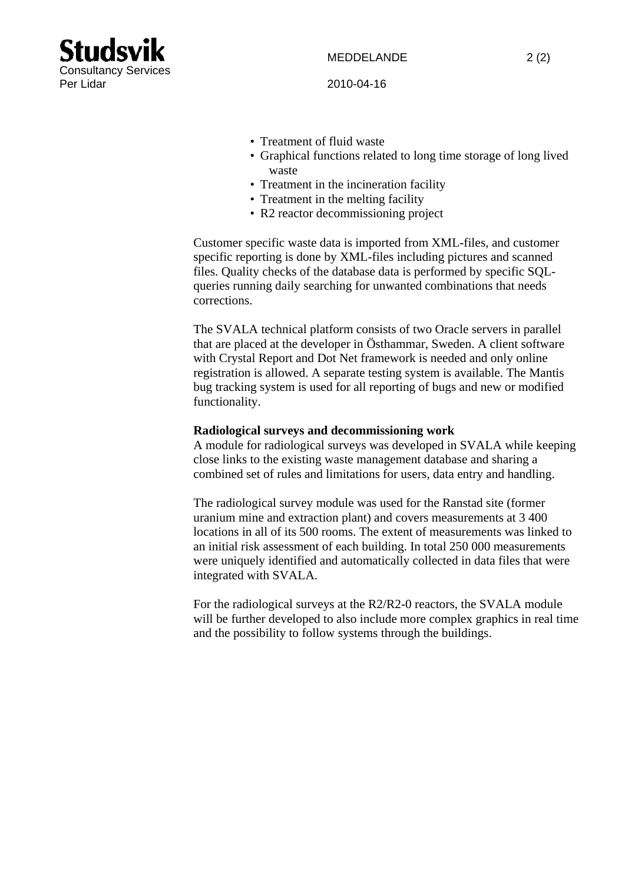- Treatment of fluid waste
- Graphical functions related to long time storage of long lived waste
- Treatment in the incineration facility
- Treatment in the melting facility
- R2 reactor decommissioning project

Customer specific waste data is imported from XML-files, and customer specific reporting is done by XML-files including pictures and scanned files. Quality checks of the database data is performed by specific SQL-queries running daily searching for unwanted combinations that needs corrections.

The SVALA technical platform consists of two Oracle servers in parallel that are placed at the developer in Östhammar, Sweden. A client software with Crystal Report and Dot Net framework is needed and only online registration is allowed. A separate testing system is available. The Mantis bug tracking system is used for all reporting of bugs and new or modified functionality.

**Radiological surveys and decommissioning work**

A module for radiological surveys was developed in SVALA while keeping close links to the existing waste management database and sharing a combined set of rules and limitations for users, data entry and handling.

The radiological survey module was used for the Ranstad site (former uranium mine and extraction plant) and covers measurements at 3 400 locations in all of its 500 rooms. The extent of measurements was linked to an initial risk assessment of each building. In total 250 000 measurements were uniquely identified and automatically collected in data files that were integrated with SVALA.

For the radiological surveys at the R2/R2-0 reactors, the SVALA module will be further developed to also include more complex graphics in real time and the possibility to follow systems through the buildings.